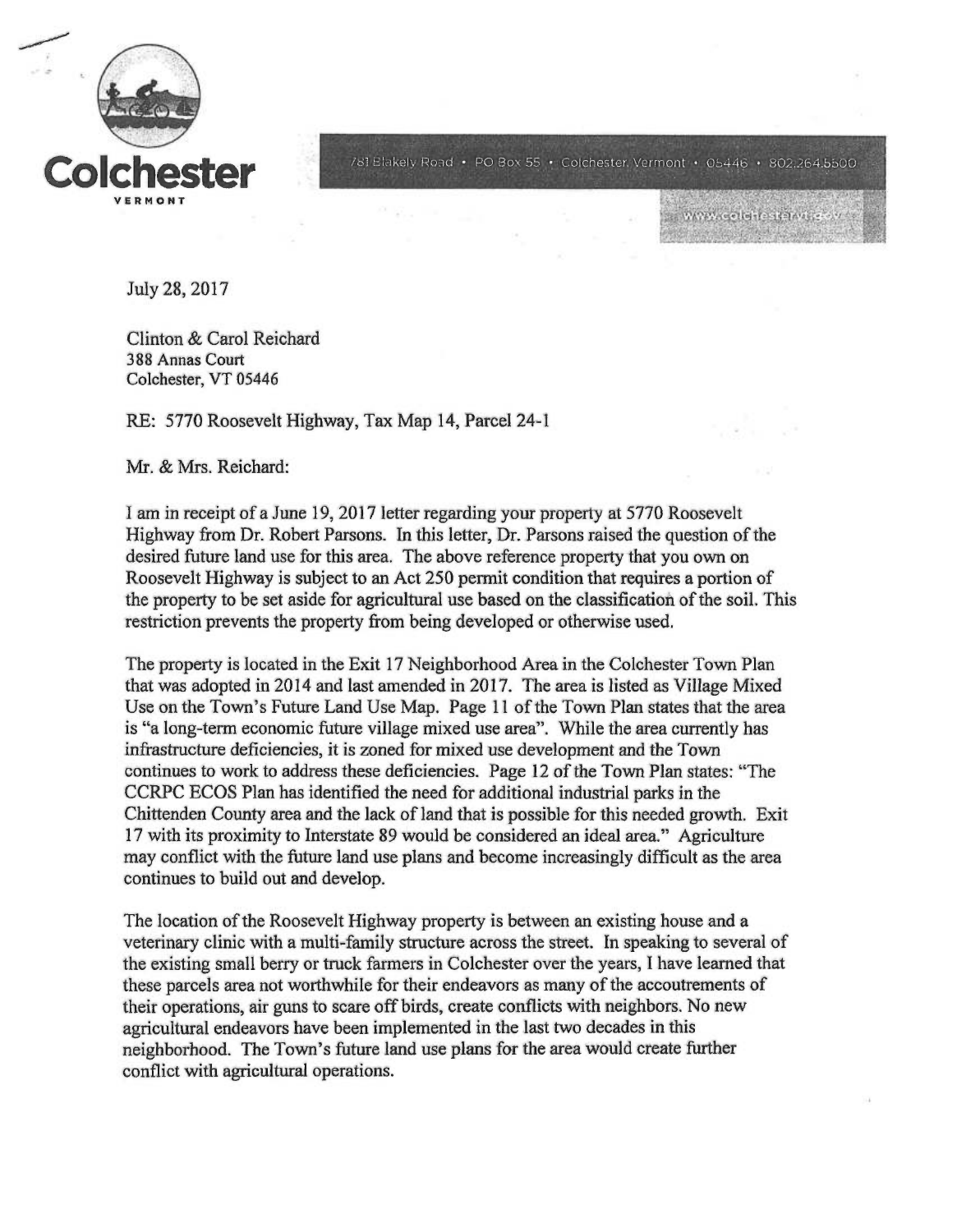**Colchester**
VERMONT

781 Blakely Road • PO Box 55 • Colchester, Vermont • 05446 • 802.264.5500

www.colchestervt.gov

July 28, 2017

Clinton & Carol Reichard
388 Annas Court
Colchester, VT 05446

RE: 5770 Roosevelt Highway, Tax Map 14, Parcel 24-1

Mr. & Mrs. Reichard:

I am in receipt of a June 19, 2017 letter regarding your property at 5770 Roosevelt Highway from Dr. Robert Parsons. In this letter, Dr. Parsons raised the question of the desired future land use for this area. The above reference property that you own on Roosevelt Highway is subject to an Act 250 permit condition that requires a portion of the property to be set aside for agricultural use based on the classification of the soil. This restriction prevents the property from being developed or otherwise used.

The property is located in the Exit 17 Neighborhood Area in the Colchester Town Plan that was adopted in 2014 and last amended in 2017. The area is listed as Village Mixed Use on the Town's Future Land Use Map. Page 11 of the Town Plan states that the area is "a long-term economic future village mixed use area". While the area currently has infrastructure deficiencies, it is zoned for mixed use development and the Town continues to work to address these deficiencies. Page 12 of the Town Plan states: "The CCRPC ECOS Plan has identified the need for additional industrial parks in the Chittenden County area and the lack of land that is possible for this needed growth. Exit 17 with its proximity to Interstate 89 would be considered an ideal area." Agriculture may conflict with the future land use plans and become increasingly difficult as the area continues to build out and develop.

The location of the Roosevelt Highway property is between an existing house and a veterinary clinic with a multi-family structure across the street. In speaking to several of the existing small berry or truck farmers in Colchester over the years, I have learned that these parcels area not worthwhile for their endeavors as many of the accoutrements of their operations, air guns to scare off birds, create conflicts with neighbors. No new agricultural endeavors have been implemented in the last two decades in this neighborhood. The Town's future land use plans for the area would create further conflict with agricultural operations.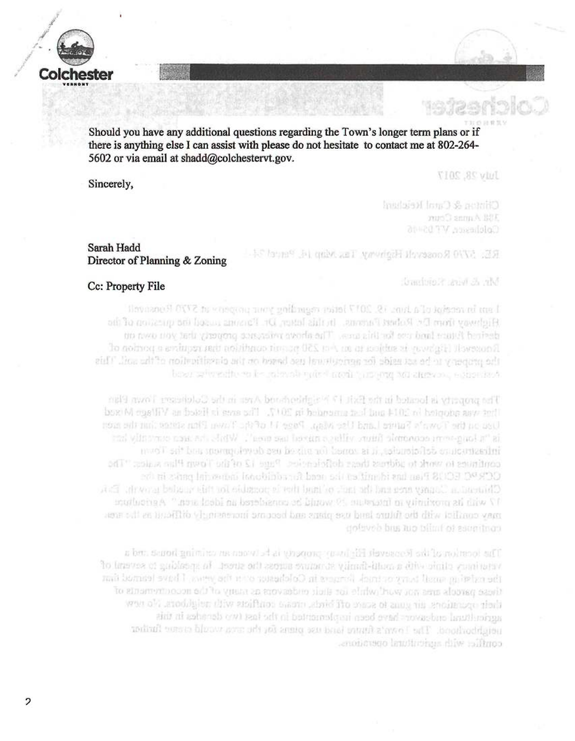Should you have any additional questions regarding the Town's longer term plans or if there is anything else I can assist with please do not hesitate to contact me at 802-264-5602 or via email at shadd@colchestervt.gov.

Sincerely,

Sarah Hadd
Director of Planning & Zoning

Cc: Property File